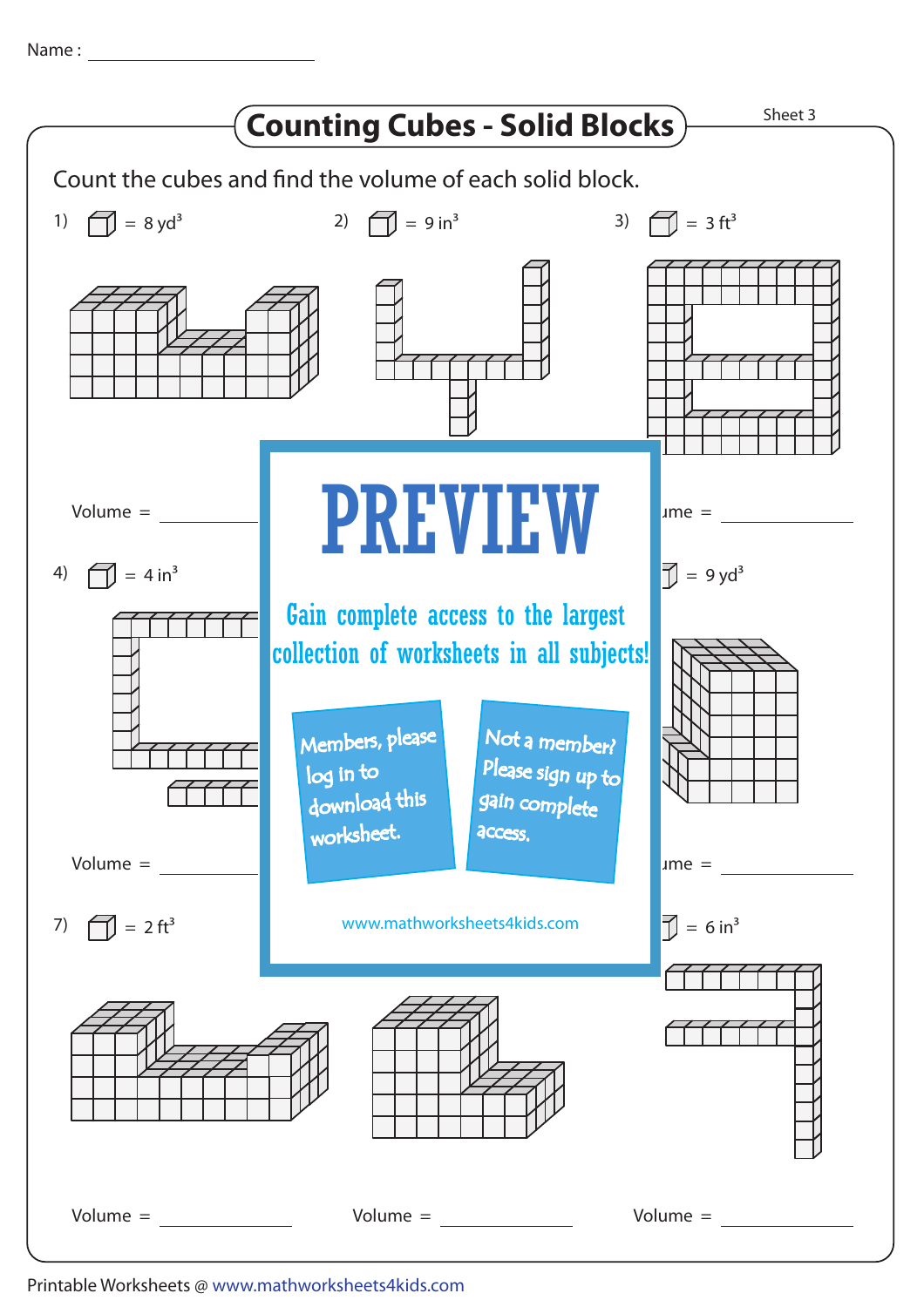Name : ____________________

# Counting Cubes - Solid Blocks

Sheet 3

Count the cubes and find the volume of each solid block.

1) $\square = 8\ yd^3$

Volume = ____________

2) $\square = 9\ in^3$

3) $\square = 3\ ft^3$

ume = ____________

4) $\square = 4\ in^3$

Volume = ____________

$\square = 9\ yd^3$

ume = ____________

7) $\square = 2\ ft^3$

Volume = ____________

Volume = ____________

$\square = 6\ in^3$

Volume = ____________

PREVIEW

Gain complete access to the largest collection of worksheets in all subjects!

Members, please log in to download this worksheet.

Not a member? Please sign up to gain complete access.

www.mathworksheets4kids.com

Printable Worksheets @ www.mathworksheets4kids.com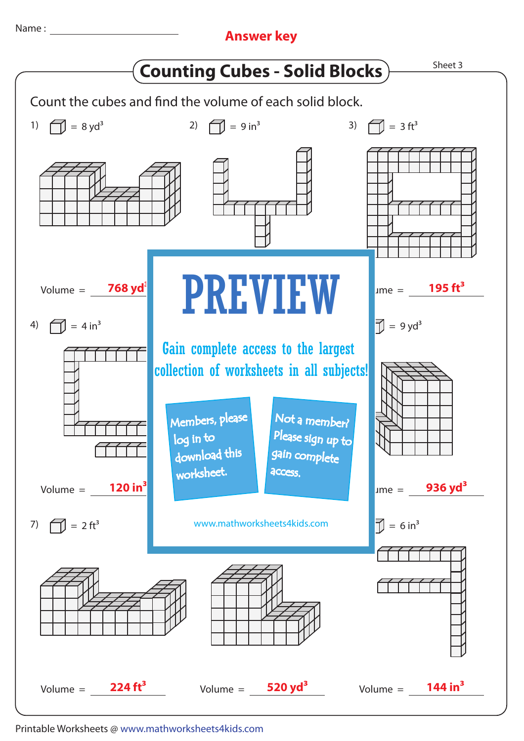Name :

**Answer key**

# Counting Cubes - Solid Blocks

Sheet 3

Count the cubes and find the volume of each solid block.

1) cube = 8 $yd^3$

2) cube = 9 $in^3$

3) cube = 3 $ft^3$

Volume = **768 $yd^3$**

Volume = **195 $ft^3$**

4) cube = 4 $in^3$

cube = 9 $yd^3$

Volume = **120 $in^3$**

Volume = **936 $yd^3$**

7) cube = 2 $ft^3$

cube = 6 $in^3$

Volume = **224 $ft^3$**

Volume = **520 $yd^3$**

Volume = **144 $in^3$**

PREVIEW

Gain complete access to the largest collection of worksheets in all subjects!

Members, please log in to download this worksheet.

Not a member? Please sign up to gain complete access.

www.mathworksheets4kids.com

Printable Worksheets @ www.mathworksheets4kids.com